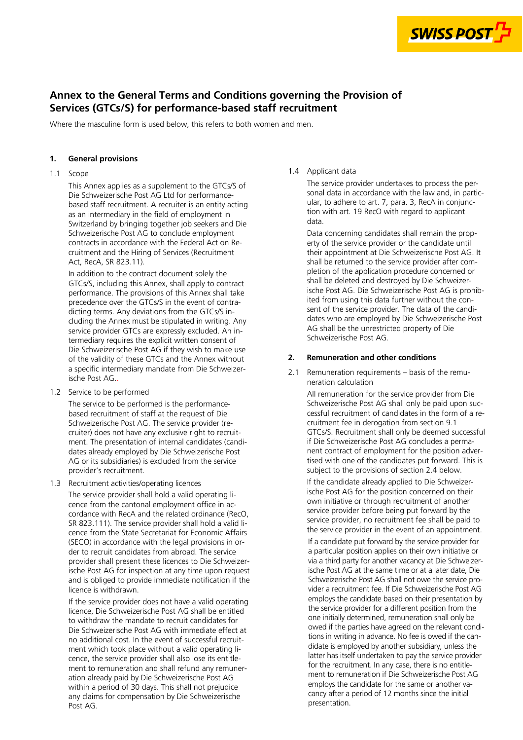# Annex to the General Terms and Conditions governing the Provision of Services (GTCs/S) for performance-based staff recruitment

Where the masculine form is used below, this refers to both women and men.

## 1. General provisions

### 1.1 Scope

This Annex applies as a supplement to the GTCs/S of Die Schweizerische Post AG Ltd for performance-based staff recruitment. A recruiter is an entity acting as an intermediary in the field of employment in Switzerland by bringing together job seekers and Die Schweizerische Post AG to conclude employment contracts in accordance with the Federal Act on Recruitment and the Hiring of Services (Recruitment Act, RecA, SR 823.11).

In addition to the contract document solely the GTCs/S, including this Annex, shall apply to contract performance. The provisions of this Annex shall take precedence over the GTCs/S in the event of contradicting terms. Any deviations from the GTCs/S including the Annex must be stipulated in writing. Any service provider GTCs are expressly excluded. An intermediary requires the explicit written consent of Die Schweizerische Post AG if they wish to make use of the validity of these GTCs and the Annex without a specific intermediary mandate from Die Schweizerische Post AG..

### 1.2 Service to be performed

The service to be performed is the performance-based recruitment of staff at the request of Die Schweizerische Post AG. The service provider (recruiter) does not have any exclusive right to recruitment. The presentation of internal candidates (candidates already employed by Die Schweizerische Post AG or its subsidiaries) is excluded from the service provider's recruitment.

### 1.3 Recruitment activities/operating licences

The service provider shall hold a valid operating licence from the cantonal employment office in accordance with RecA and the related ordinance (RecO, SR 823.111). The service provider shall hold a valid licence from the State Secretariat for Economic Affairs (SECO) in accordance with the legal provisions in order to recruit candidates from abroad. The service provider shall present these licences to Die Schweizerische Post AG for inspection at any time upon request and is obliged to provide immediate notification if the licence is withdrawn.

If the service provider does not have a valid operating licence, Die Schweizerische Post AG shall be entitled to withdraw the mandate to recruit candidates for Die Schweizerische Post AG with immediate effect at no additional cost. In the event of successful recruitment which took place without a valid operating licence, the service provider shall also lose its entitlement to remuneration and shall refund any remuneration already paid by Die Schweizerische Post AG within a period of 30 days. This shall not prejudice any claims for compensation by Die Schweizerische Post AG.

### 1.4 Applicant data

The service provider undertakes to process the personal data in accordance with the law and, in particular, to adhere to art. 7, para. 3, RecA in conjunction with art. 19 RecO with regard to applicant data.

Data concerning candidates shall remain the property of the service provider or the candidate until their appointment at Die Schweizerische Post AG. It shall be returned to the service provider after completion of the application procedure concerned or shall be deleted and destroyed by Die Schweizerische Post AG. Die Schweizerische Post AG is prohibited from using this data further without the consent of the service provider. The data of the candidates who are employed by Die Schweizerische Post AG shall be the unrestricted property of Die Schweizerische Post AG.

## 2. Remuneration and other conditions

### 2.1 Remuneration requirements – basis of the remuneration calculation

All remuneration for the service provider from Die Schweizerische Post AG shall only be paid upon successful recruitment of candidates in the form of a recruitment fee in derogation from section 9.1 GTCs/S. Recruitment shall only be deemed successful if Die Schweizerische Post AG concludes a permanent contract of employment for the position advertised with one of the candidates put forward. This is subject to the provisions of section 2.4 below.

If the candidate already applied to Die Schweizerische Post AG for the position concerned on their own initiative or through recruitment of another service provider before being put forward by the service provider, no recruitment fee shall be paid to the service provider in the event of an appointment.

If a candidate put forward by the service provider for a particular position applies on their own initiative or via a third party for another vacancy at Die Schweizerische Post AG at the same time or at a later date, Die Schweizerische Post AG shall not owe the service provider a recruitment fee. If Die Schweizerische Post AG employs the candidate based on their presentation by the service provider for a different position from the one initially determined, remuneration shall only be owed if the parties have agreed on the relevant conditions in writing in advance. No fee is owed if the candidate is employed by another subsidiary, unless the latter has itself undertaken to pay the service provider for the recruitment. In any case, there is no entitlement to remuneration if Die Schweizerische Post AG employs the candidate for the same or another vacancy after a period of 12 months since the initial presentation.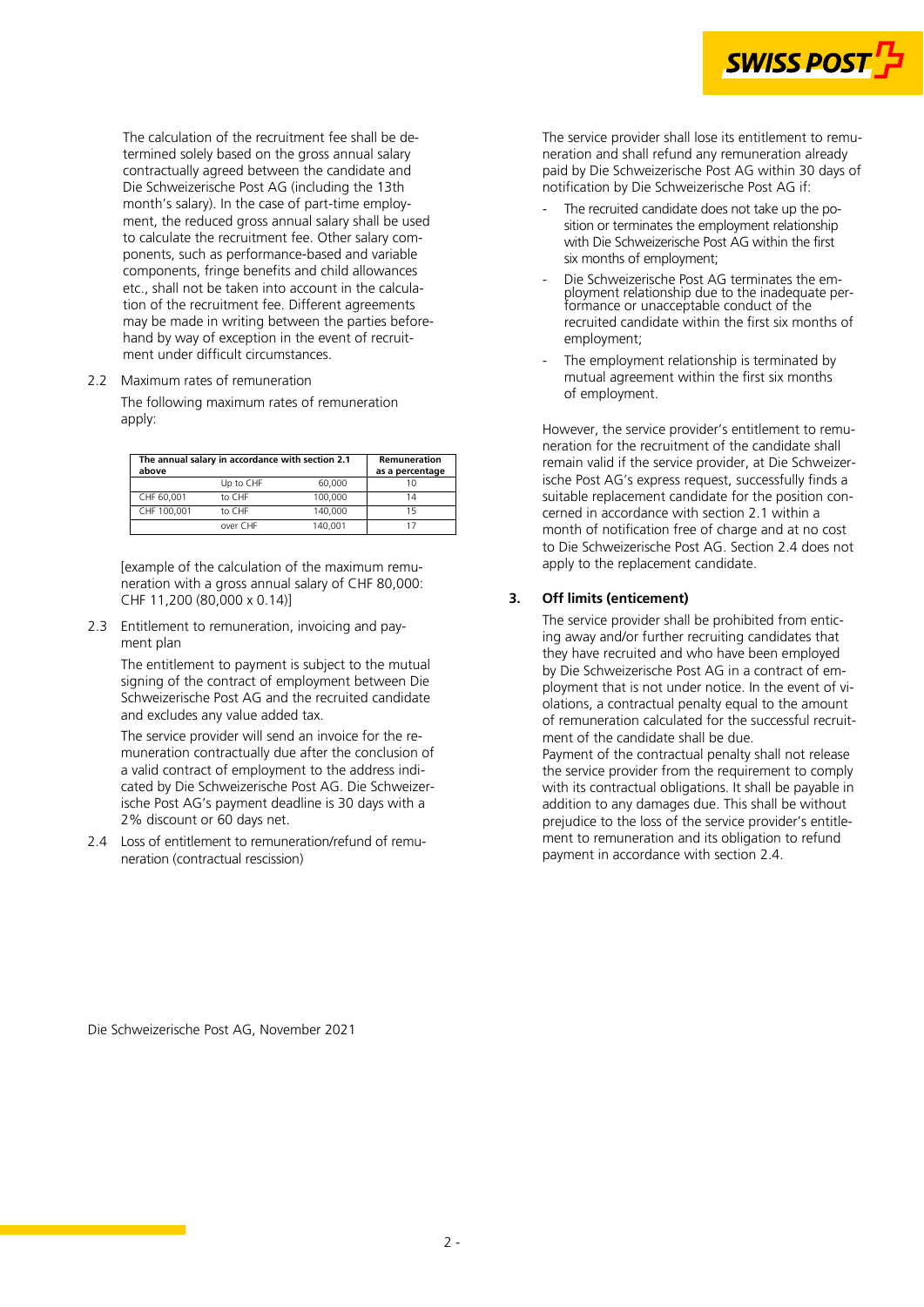The calculation of the recruitment fee shall be determined solely based on the gross annual salary contractually agreed between the candidate and Die Schweizerische Post AG (including the 13th month's salary). In the case of part-time employment, the reduced gross annual salary shall be used to calculate the recruitment fee. Other salary components, such as performance-based and variable components, fringe benefits and child allowances etc., shall not be taken into account in the calculation of the recruitment fee. Different agreements may be made in writing between the parties beforehand by way of exception in the event of recruitment under difficult circumstances.

2.2 Maximum rates of remuneration

The following maximum rates of remuneration apply:

| The annual salary in accordance with section 2.1 above | | | Remuneration as a percentage |
|---|---|---|---|
| | Up to CHF | 60,000 | 10 |
| CHF 60,001 | to CHF | 100,000 | 14 |
| CHF 100,001 | to CHF | 140,000 | 15 |
| | over CHF | 140,001 | 17 |

[example of the calculation of the maximum remuneration with a gross annual salary of CHF 80,000: CHF 11,200 (80,000 x 0.14)]

2.3 Entitlement to remuneration, invoicing and payment plan

The entitlement to payment is subject to the mutual signing of the contract of employment between Die Schweizerische Post AG and the recruited candidate and excludes any value added tax.

The service provider will send an invoice for the remuneration contractually due after the conclusion of a valid contract of employment to the address indicated by Die Schweizerische Post AG. Die Schweizerische Post AG's payment deadline is 30 days with a 2% discount or 60 days net.

2.4 Loss of entitlement to remuneration/refund of remuneration (contractual rescission)

The service provider shall lose its entitlement to remuneration and shall refund any remuneration already paid by Die Schweizerische Post AG within 30 days of notification by Die Schweizerische Post AG if:

- The recruited candidate does not take up the position or terminates the employment relationship with Die Schweizerische Post AG within the first six months of employment;
- Die Schweizerische Post AG terminates the employment relationship due to the inadequate performance or unacceptable conduct of the recruited candidate within the first six months of employment;
- The employment relationship is terminated by mutual agreement within the first six months of employment.

However, the service provider's entitlement to remuneration for the recruitment of the candidate shall remain valid if the service provider, at Die Schweizerische Post AG's express request, successfully finds a suitable replacement candidate for the position concerned in accordance with section 2.1 within a month of notification free of charge and at no cost to Die Schweizerische Post AG. Section 2.4 does not apply to the replacement candidate.

**3. Off limits (enticement)**

The service provider shall be prohibited from enticing away and/or further recruiting candidates that they have recruited and who have been employed by Die Schweizerische Post AG in a contract of employment that is not under notice. In the event of violations, a contractual penalty equal to the amount of remuneration calculated for the successful recruitment of the candidate shall be due.
Payment of the contractual penalty shall not release the service provider from the requirement to comply with its contractual obligations. It shall be payable in addition to any damages due. This shall be without prejudice to the loss of the service provider's entitlement to remuneration and its obligation to refund payment in accordance with section 2.4.

Die Schweizerische Post AG, November 2021